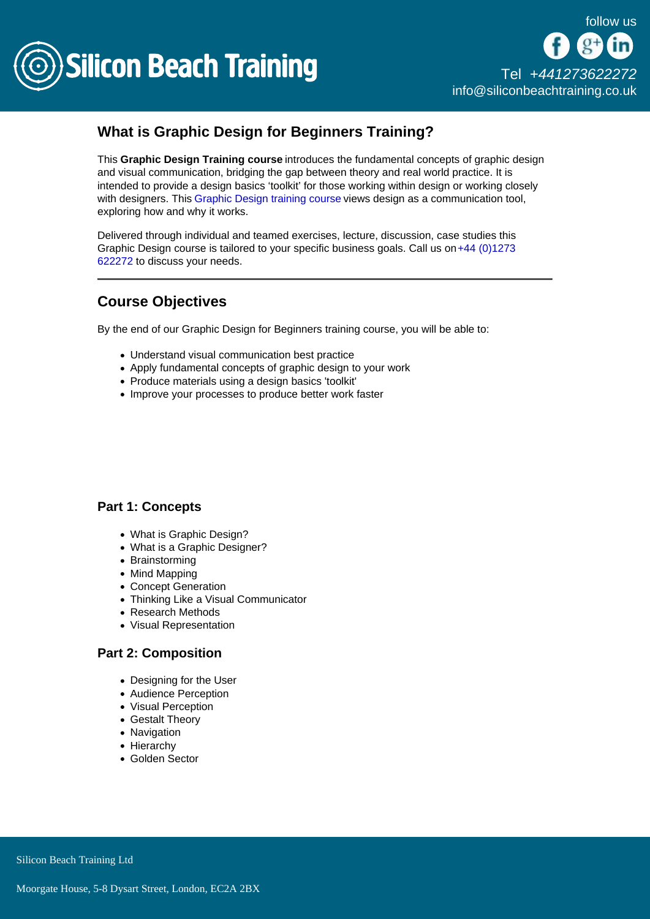## What is Graphic Design for Beginners Training?

This **Graphic Design Training course** introduces the fundamental concepts of graphic design and visual communication, bridging the gap between theory and real world practice. It is intended to provide a design basics 'toolkit' for those working within design or working closely with designers. This Graphic Design training course views design as a communication tool, exploring how and why it works.

Delivered through individual and teamed exercises, lecture, discussion, case studies this Graphic Design course is tailored to your specific business goals. Call us on +44 (0)1273 622272 to discuss your needs.

---

## Course Objectives

By the end of our Graphic Design for Beginners training course, you will be able to:

- Understand visual communication best practice
- Apply fundamental concepts of graphic design to your work
- Produce materials using a design basics 'toolkit'
- Improve your processes to produce better work faster

### Part 1: Concepts

- What is Graphic Design?
- What is a Graphic Designer?
- Brainstorming
- Mind Mapping
- Concept Generation
- Thinking Like a Visual Communicator
- Research Methods
- Visual Representation

### Part 2: Composition

- Designing for the User
- Audience Perception
- Visual Perception
- Gestalt Theory
- Navigation
- Hierarchy
- Golden Sector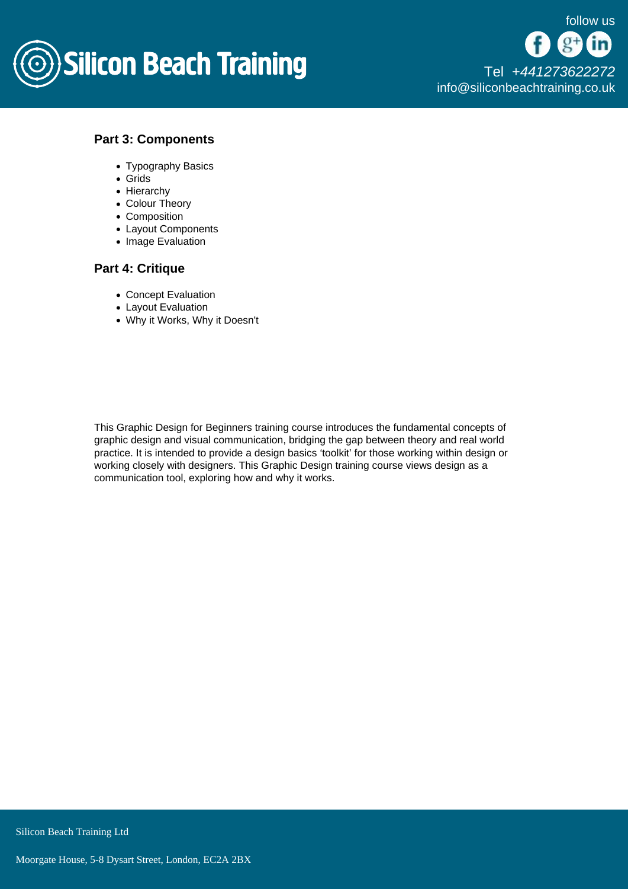## Part 3: Components

- Typography Basics
- Grids
- Hierarchy
- Colour Theory
- Composition
- Layout Components
- Image Evaluation

## Part 4: Critique

- Concept Evaluation
- Layout Evaluation
- Why it Works, Why it Doesn't

This Graphic Design for Beginners training course introduces the fundamental concepts of graphic design and visual communication, bridging the gap between theory and real world practice. It is intended to provide a design basics 'toolkit' for those working within design or working closely with designers. This Graphic Design training course views design as a communication tool, exploring how and why it works.